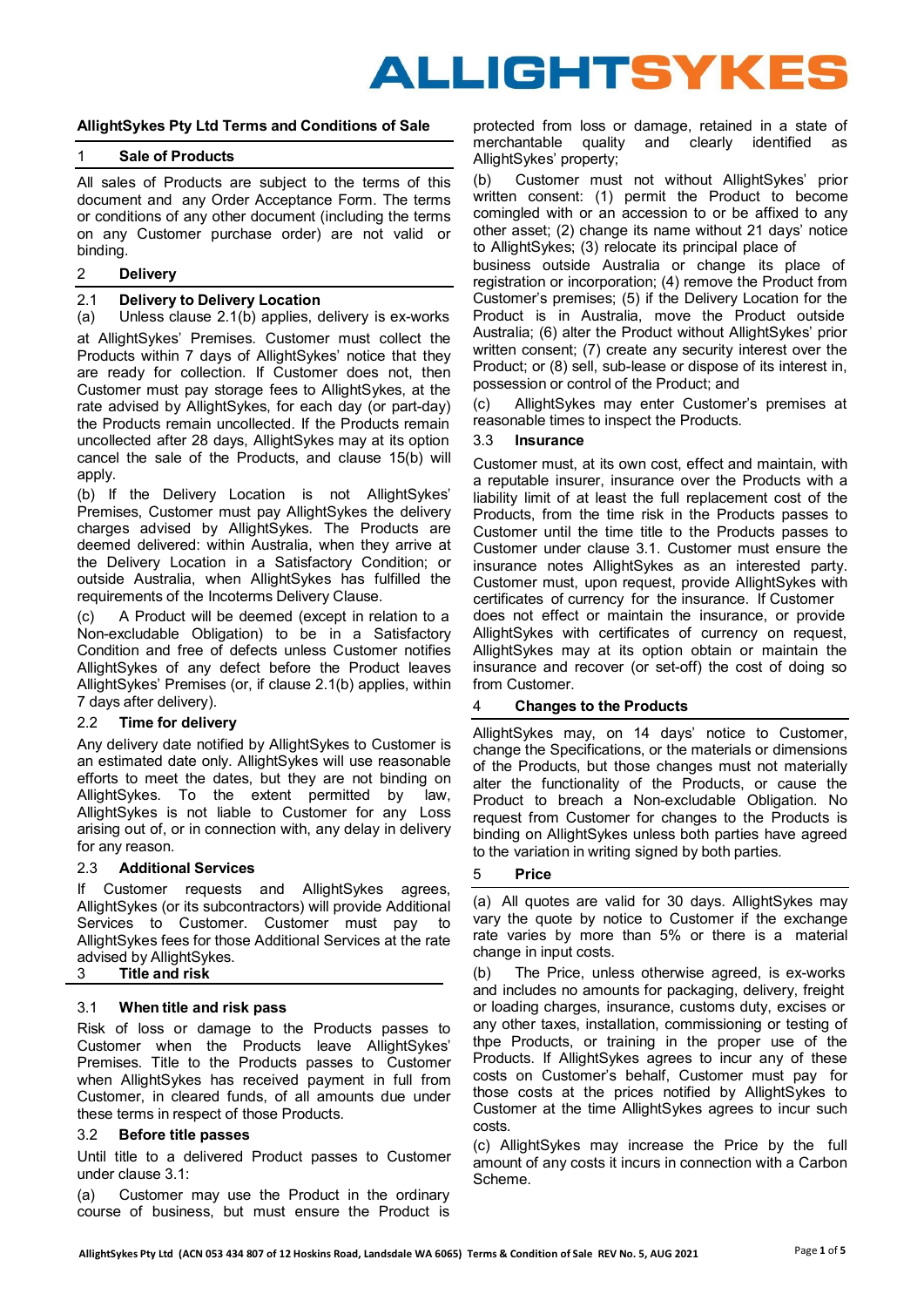# ALLIGHTSYKES

## AllightSykes Pty Ltd Terms and Conditions of Sale

### 1 Sale of Products

All sales of Products are subject to the terms of this document and any Order Acceptance Form. The terms or conditions of any other document (including the terms on any Customer purchase order) are not valid or binding.

### 2 Delivery

#### 2.1 Delivery to Delivery Location

(a) Unless clause 2.1(b) applies, delivery is ex-works at AllightSykes' Premises. Customer must collect the Products within 7 days of AllightSykes' notice that they are ready for collection. If Customer does not, then Customer must pay storage fees to AllightSykes, at the rate advised by AllightSykes, for each day (or part-day) the Products remain uncollected. If the Products remain uncollected after 28 days, AllightSykes may at its option cancel the sale of the Products, and clause 15(b) will apply.

(b) If the Delivery Location is not AllightSykes' Premises, Customer must pay AllightSykes the delivery charges advised by AllightSykes. The Products are deemed delivered: within Australia, when they arrive at the Delivery Location in a Satisfactory Condition; or outside Australia, when AllightSykes has fulfilled the requirements of the Incoterms Delivery Clause.

(c) A Product will be deemed (except in relation to a Non-excludable Obligation) to be in a Satisfactory Condition and free of defects unless Customer notifies AllightSykes of any defect before the Product leaves AllightSykes' Premises (or, if clause 2.1(b) applies, within 7 days after delivery).

#### 2.2 Time for delivery

Any delivery date notified by AllightSykes to Customer is an estimated date only. AllightSykes will use reasonable efforts to meet the dates, but they are not binding on AllightSykes. To the extent permitted by law, AllightSykes is not liable to Customer for any Loss arising out of, or in connection with, any delay in delivery for any reason.

#### 2.3 Additional Services

If Customer requests and AllightSykes agrees, AllightSykes (or its subcontractors) will provide Additional Services to Customer. Customer must pay to AllightSykes fees for those Additional Services at the rate advised by AllightSykes.

### 3 Title and risk

#### 3.1 When title and risk pass

Risk of loss or damage to the Products passes to Customer when the Products leave AllightSykes' Premises. Title to the Products passes to Customer when AllightSykes has received payment in full from Customer, in cleared funds, of all amounts due under these terms in respect of those Products.

#### 3.2 Before title passes

Until title to a delivered Product passes to Customer under clause 3.1:

(a) Customer may use the Product in the ordinary course of business, but must ensure the Product is protected from loss or damage, retained in a state of merchantable quality and clearly identified as AllightSykes' property;

(b) Customer must not without AllightSykes' prior written consent: (1) permit the Product to become comingled with or an accession to or be affixed to any other asset; (2) change its name without 21 days' notice to AllightSykes; (3) relocate its principal place of business outside Australia or change its place of registration or incorporation; (4) remove the Product from Customer's premises; (5) if the Delivery Location for the Product is in Australia, move the Product outside Australia; (6) alter the Product without AllightSykes' prior written consent; (7) create any security interest over the Product; or (8) sell, sub-lease or dispose of its interest in, possession or control of the Product; and

(c) AllightSykes may enter Customer's premises at reasonable times to inspect the Products.

#### 3.3 Insurance

Customer must, at its own cost, effect and maintain, with a reputable insurer, insurance over the Products with a liability limit of at least the full replacement cost of the Products, from the time risk in the Products passes to Customer until the time title to the Products passes to Customer under clause 3.1. Customer must ensure the insurance notes AllightSykes as an interested party. Customer must, upon request, provide AllightSykes with certificates of currency for the insurance. If Customer does not effect or maintain the insurance, or provide AllightSykes with certificates of currency on request, AllightSykes may at its option obtain or maintain the insurance and recover (or set-off) the cost of doing so from Customer.

### 4 Changes to the Products

AllightSykes may, on 14 days' notice to Customer, change the Specifications, or the materials or dimensions of the Products, but those changes must not materially alter the functionality of the Products, or cause the Product to breach a Non-excludable Obligation. No request from Customer for changes to the Products is binding on AllightSykes unless both parties have agreed to the variation in writing signed by both parties.

### 5 Price

(a) All quotes are valid for 30 days. AllightSykes may vary the quote by notice to Customer if the exchange rate varies by more than 5% or there is a material change in input costs.

(b) The Price, unless otherwise agreed, is ex-works and includes no amounts for packaging, delivery, freight or loading charges, insurance, customs duty, excises or any other taxes, installation, commissioning or testing of thpe Products, or training in the proper use of the Products. If AllightSykes agrees to incur any of these costs on Customer's behalf, Customer must pay for those costs at the prices notified by AllightSykes to Customer at the time AllightSykes agrees to incur such costs.

(c) AllightSykes may increase the Price by the full amount of any costs it incurs in connection with a Carbon Scheme.

AllightSykes Pty Ltd (ACN 053 434 807 of 12 Hoskins Road, Landsdale WA 6065) Terms & Condition of Sale REV No. 5, AUG 2021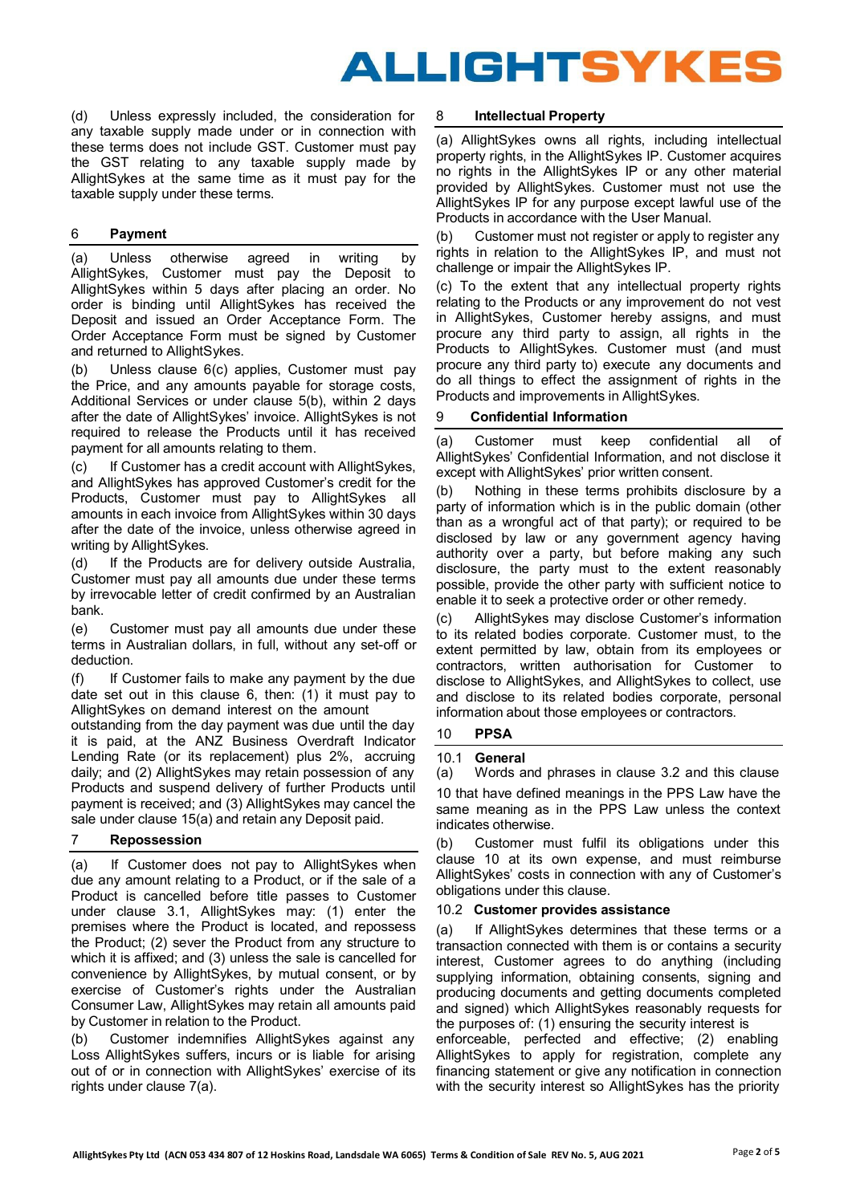(d) Unless expressly included, the consideration for any taxable supply made under or in connection with these terms does not include GST. Customer must pay the GST relating to any taxable supply made by AllightSykes at the same time as it must pay for the taxable supply under these terms.

## 6 Payment

(a) Unless otherwise agreed in writing by AllightSykes, Customer must pay the Deposit to AllightSykes within 5 days after placing an order. No order is binding until AllightSykes has received the Deposit and issued an Order Acceptance Form. The Order Acceptance Form must be signed by Customer and returned to AllightSykes.

(b) Unless clause 6(c) applies, Customer must pay the Price, and any amounts payable for storage costs, Additional Services or under clause 5(b), within 2 days after the date of AllightSykes' invoice. AllightSykes is not required to release the Products until it has received payment for all amounts relating to them.

(c) If Customer has a credit account with AllightSykes, and AllightSykes has approved Customer's credit for the Products, Customer must pay to AllightSykes all amounts in each invoice from AllightSykes within 30 days after the date of the invoice, unless otherwise agreed in writing by AllightSykes.

(d) If the Products are for delivery outside Australia, Customer must pay all amounts due under these terms by irrevocable letter of credit confirmed by an Australian bank.

(e) Customer must pay all amounts due under these terms in Australian dollars, in full, without any set-off or deduction.

(f) If Customer fails to make any payment by the due date set out in this clause 6, then: (1) it must pay to AllightSykes on demand interest on the amount outstanding from the day payment was due until the day it is paid, at the ANZ Business Overdraft Indicator Lending Rate (or its replacement) plus 2%, accruing daily; and (2) AllightSykes may retain possession of any Products and suspend delivery of further Products until payment is received; and (3) AllightSykes may cancel the sale under clause 15(a) and retain any Deposit paid.

## 7 Repossession

(a) If Customer does not pay to AllightSykes when due any amount relating to a Product, or if the sale of a Product is cancelled before title passes to Customer under clause 3.1, AllightSykes may: (1) enter the premises where the Product is located, and repossess the Product; (2) sever the Product from any structure to which it is affixed; and (3) unless the sale is cancelled for convenience by AllightSykes, by mutual consent, or by exercise of Customer's rights under the Australian Consumer Law, AllightSykes may retain all amounts paid by Customer in relation to the Product.

(b) Customer indemnifies AllightSykes against any Loss AllightSykes suffers, incurs or is liable for arising out of or in connection with AllightSykes' exercise of its rights under clause 7(a).

## 8 Intellectual Property

(a) AllightSykes owns all rights, including intellectual property rights, in the AllightSykes IP. Customer acquires no rights in the AllightSykes IP or any other material provided by AllightSykes. Customer must not use the AllightSykes IP for any purpose except lawful use of the Products in accordance with the User Manual.

(b) Customer must not register or apply to register any rights in relation to the AllightSykes IP, and must not challenge or impair the AllightSykes IP.

(c) To the extent that any intellectual property rights relating to the Products or any improvement do not vest in AllightSykes, Customer hereby assigns, and must procure any third party to assign, all rights in the Products to AllightSykes. Customer must (and must procure any third party to) execute any documents and do all things to effect the assignment of rights in the Products and improvements in AllightSykes.

## 9 Confidential Information

(a) Customer must keep confidential all of AllightSykes' Confidential Information, and not disclose it except with AllightSykes' prior written consent.

(b) Nothing in these terms prohibits disclosure by a party of information which is in the public domain (other than as a wrongful act of that party); or required to be disclosed by law or any government agency having authority over a party, but before making any such disclosure, the party must to the extent reasonably possible, provide the other party with sufficient notice to enable it to seek a protective order or other remedy.

(c) AllightSykes may disclose Customer's information to its related bodies corporate. Customer must, to the extent permitted by law, obtain from its employees or contractors, written authorisation for Customer to disclose to AllightSykes, and AllightSykes to collect, use and disclose to its related bodies corporate, personal information about those employees or contractors.

## 10 PPSA

### 10.1 General

(a) Words and phrases in clause 3.2 and this clause 10 that have defined meanings in the PPS Law have the same meaning as in the PPS Law unless the context indicates otherwise.

(b) Customer must fulfil its obligations under this clause 10 at its own expense, and must reimburse AllightSykes' costs in connection with any of Customer's obligations under this clause.

### 10.2 Customer provides assistance

(a) If AllightSykes determines that these terms or a transaction connected with them is or contains a security interest, Customer agrees to do anything (including supplying information, obtaining consents, signing and producing documents and getting documents completed and signed) which AllightSykes reasonably requests for the purposes of: (1) ensuring the security interest is enforceable, perfected and effective; (2) enabling AllightSykes to apply for registration, complete any financing statement or give any notification in connection with the security interest so AllightSykes has the priority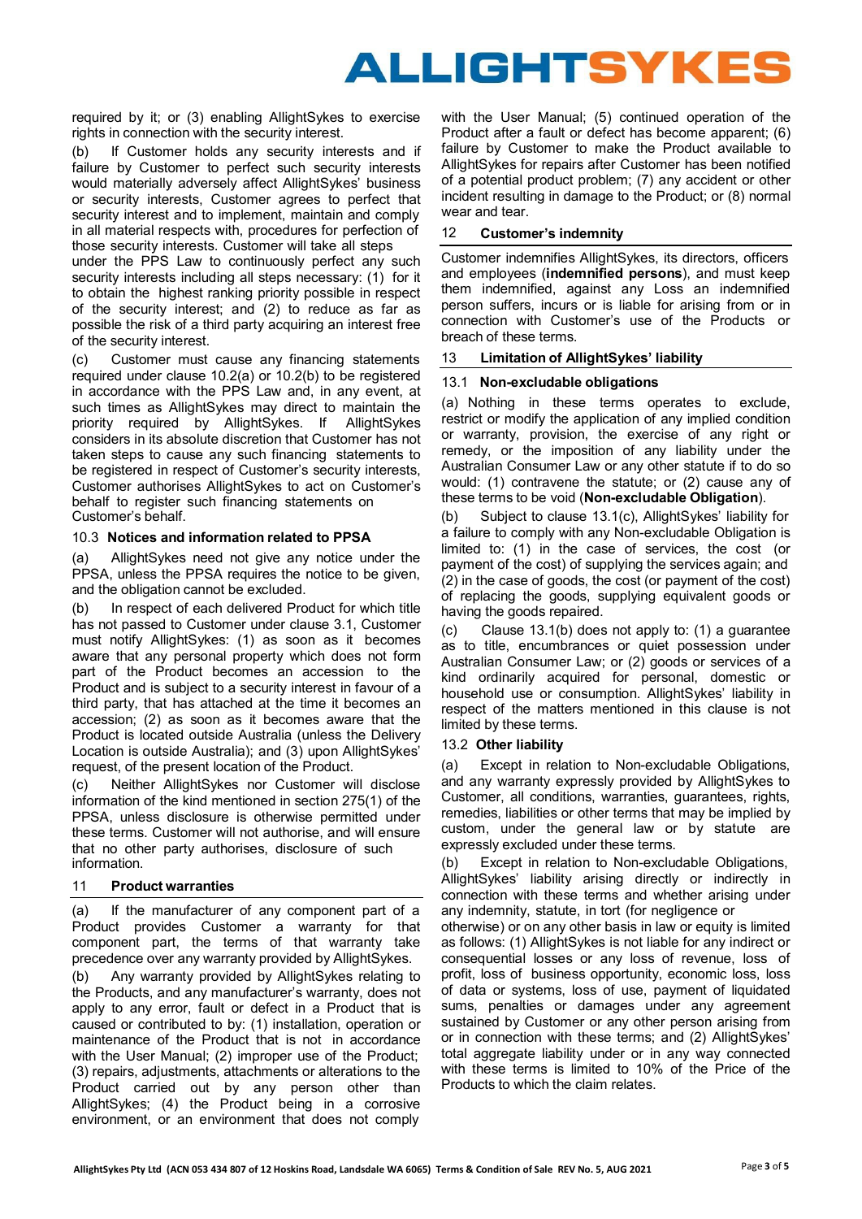required by it; or (3) enabling AllightSykes to exercise rights in connection with the security interest.

(b) If Customer holds any security interests and if failure by Customer to perfect such security interests would materially adversely affect AllightSykes' business or security interests, Customer agrees to perfect that security interest and to implement, maintain and comply in all material respects with, procedures for perfection of those security interests. Customer will take all steps under the PPS Law to continuously perfect any such security interests including all steps necessary: (1) for it to obtain the highest ranking priority possible in respect of the security interest; and (2) to reduce as far as possible the risk of a third party acquiring an interest free of the security interest.

(c) Customer must cause any financing statements required under clause 10.2(a) or 10.2(b) to be registered in accordance with the PPS Law and, in any event, at such times as AllightSykes may direct to maintain the priority required by AllightSykes. If AllightSykes considers in its absolute discretion that Customer has not taken steps to cause any such financing statements to be registered in respect of Customer's security interests, Customer authorises AllightSykes to act on Customer's behalf to register such financing statements on Customer's behalf.

### 10.3 Notices and information related to PPSA

(a) AllightSykes need not give any notice under the PPSA, unless the PPSA requires the notice to be given, and the obligation cannot be excluded.

(b) In respect of each delivered Product for which title has not passed to Customer under clause 3.1, Customer must notify AllightSykes: (1) as soon as it becomes aware that any personal property which does not form part of the Product becomes an accession to the Product and is subject to a security interest in favour of a third party, that has attached at the time it becomes an accession; (2) as soon as it becomes aware that the Product is located outside Australia (unless the Delivery Location is outside Australia); and (3) upon AllightSykes' request, of the present location of the Product.

(c) Neither AllightSykes nor Customer will disclose information of the kind mentioned in section 275(1) of the PPSA, unless disclosure is otherwise permitted under these terms. Customer will not authorise, and will ensure that no other party authorises, disclosure of such information.

## 11 Product warranties

(a) If the manufacturer of any component part of a Product provides Customer a warranty for that component part, the terms of that warranty take precedence over any warranty provided by AllightSykes.

(b) Any warranty provided by AllightSykes relating to the Products, and any manufacturer's warranty, does not apply to any error, fault or defect in a Product that is caused or contributed to by: (1) installation, operation or maintenance of the Product that is not in accordance with the User Manual; (2) improper use of the Product; (3) repairs, adjustments, attachments or alterations to the Product carried out by any person other than AllightSykes; (4) the Product being in a corrosive environment, or an environment that does not comply with the User Manual; (5) continued operation of the Product after a fault or defect has become apparent; (6) failure by Customer to make the Product available to AllightSykes for repairs after Customer has been notified of a potential product problem; (7) any accident or other incident resulting in damage to the Product; or (8) normal wear and tear.

## 12 Customer's indemnity

Customer indemnifies AllightSykes, its directors, officers and employees (**indemnified persons**), and must keep them indemnified, against any Loss an indemnified person suffers, incurs or is liable for arising from or in connection with Customer's use of the Products or breach of these terms.

## 13 Limitation of AllightSykes' liability

### 13.1 Non-excludable obligations

(a) Nothing in these terms operates to exclude, restrict or modify the application of any implied condition or warranty, provision, the exercise of any right or remedy, or the imposition of any liability under the Australian Consumer Law or any other statute if to do so would: (1) contravene the statute; or (2) cause any of these terms to be void (**Non-excludable Obligation**).

(b) Subject to clause 13.1(c), AllightSykes' liability for a failure to comply with any Non-excludable Obligation is limited to: (1) in the case of services, the cost (or payment of the cost) of supplying the services again; and (2) in the case of goods, the cost (or payment of the cost) of replacing the goods, supplying equivalent goods or having the goods repaired.

(c) Clause 13.1(b) does not apply to: (1) a guarantee as to title, encumbrances or quiet possession under Australian Consumer Law; or (2) goods or services of a kind ordinarily acquired for personal, domestic or household use or consumption. AllightSykes' liability in respect of the matters mentioned in this clause is not limited by these terms.

### 13.2 Other liability

(a) Except in relation to Non-excludable Obligations, and any warranty expressly provided by AllightSykes to Customer, all conditions, warranties, guarantees, rights, remedies, liabilities or other terms that may be implied by custom, under the general law or by statute are expressly excluded under these terms.

(b) Except in relation to Non-excludable Obligations, AllightSykes' liability arising directly or indirectly in connection with these terms and whether arising under any indemnity, statute, in tort (for negligence or otherwise) or on any other basis in law or equity is limited as follows: (1) AllightSykes is not liable for any indirect or consequential losses or any loss of revenue, loss of profit, loss of business opportunity, economic loss, loss of data or systems, loss of use, payment of liquidated sums, penalties or damages under any agreement sustained by Customer or any other person arising from or in connection with these terms; and (2) AllightSykes' total aggregate liability under or in any way connected with these terms is limited to 10% of the Price of the Products to which the claim relates.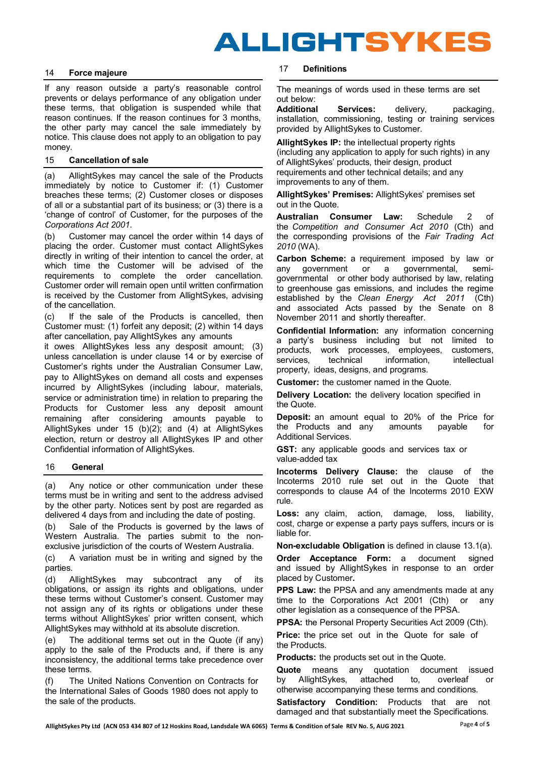## 14 Force majeure

If any reason outside a party's reasonable control prevents or delays performance of any obligation under these terms, that obligation is suspended while that reason continues. If the reason continues for 3 months, the other party may cancel the sale immediately by notice. This clause does not apply to an obligation to pay money.

## 15 Cancellation of sale

(a) AllightSykes may cancel the sale of the Products immediately by notice to Customer if: (1) Customer breaches these terms; (2) Customer closes or disposes of all or a substantial part of its business; or (3) there is a 'change of control' of Customer, for the purposes of the *Corporations Act 2001*.

(b) Customer may cancel the order within 14 days of placing the order. Customer must contact AllightSykes directly in writing of their intention to cancel the order, at which time the Customer will be advised of the requirements to complete the order cancellation. Customer order will remain open until written confirmation is received by the Customer from AllightSykes, advising of the cancellation.

(c) If the sale of the Products is cancelled, then Customer must: (1) forfeit any deposit; (2) within 14 days after cancellation, pay AllightSykes any amounts it owes AllightSykes less any desposit amount; (3) unless cancellation is under clause 14 or by exercise of Customer's rights under the Australian Consumer Law, pay to AllightSykes on demand all costs and expenses incurred by AllightSykes (including labour, materials, service or administration time) in relation to preparing the Products for Customer less any deposit amount remaining after considering amounts payable to AllightSykes under 15 (b)(2); and (4) at AllightSykes election, return or destroy all AllightSykes IP and other Confidential information of AllightSykes.

## 16 General

(a) Any notice or other communication under these terms must be in writing and sent to the address advised by the other party. Notices sent by post are regarded as delivered 4 days from and including the date of posting.

(b) Sale of the Products is governed by the laws of Western Australia. The parties submit to the non-exclusive jurisdiction of the courts of Western Australia.

(c) A variation must be in writing and signed by the parties.

(d) AllightSykes may subcontract any of its obligations, or assign its rights and obligations, under these terms without Customer's consent. Customer may not assign any of its rights or obligations under these terms without AllightSykes' prior written consent, which AllightSykes may withhold at its absolute discretion.

(e) The additional terms set out in the Quote (if any) apply to the sale of the Products and, if there is any inconsistency, the additional terms take precedence over these terms.

(f) The United Nations Convention on Contracts for the International Sales of Goods 1980 does not apply to the sale of the products.

## 17 Definitions

The meanings of words used in these terms are set out below:

**Additional Services:** delivery, packaging, installation, commissioning, testing or training services provided by AllightSykes to Customer.

**AllightSykes IP:** the intellectual property rights (including any application to apply for such rights) in any of AllightSykes' products, their design, product requirements and other technical details; and any improvements to any of them.

**AllightSykes' Premises:** AllightSykes' premises set out in the Quote.

**Australian Consumer Law:** Schedule 2 of the *Competition and Consumer Act 2010* (Cth) and the corresponding provisions of the *Fair Trading Act 2010* (WA).

**Carbon Scheme:** a requirement imposed by law or any government or a governmental, semi-governmental or other body authorised by law, relating to greenhouse gas emissions, and includes the regime established by the *Clean Energy Act 2011* (Cth) and associated Acts passed by the Senate on 8 November 2011 and shortly thereafter.

**Confidential Information:** any information concerning a party's business including but not limited to products, work processes, employees, customers, services, technical information, intellectual property, ideas, designs, and programs.

**Customer:** the customer named in the Quote.

**Delivery Location:** the delivery location specified in the Quote.

**Deposit:** an amount equal to 20% of the Price for the Products and any amounts payable for Additional Services.

**GST:** any applicable goods and services tax or value-added tax

**Incoterms Delivery Clause:** the clause of the Incoterms 2010 rule set out in the Quote that corresponds to clause A4 of the Incoterms 2010 EXW rule.

**Loss:** any claim, action, damage, loss, liability, cost, charge or expense a party pays suffers, incurs or is liable for.

**Non-excludable Obligation** is defined in clause 13.1(a).

**Order Acceptance Form:** a document signed and issued by AllightSykes in response to an order placed by Customer**.**

**PPS Law:** the PPSA and any amendments made at any time to the Corporations Act 2001 (Cth) or any other legislation as a consequence of the PPSA.

**PPSA:** the Personal Property Securities Act 2009 (Cth).

**Price:** the price set out in the Quote for sale of the Products.

**Products:** the products set out in the Quote.

**Quote** means any quotation document issued by AllightSykes, attached to, overleaf or otherwise accompanying these terms and conditions.

**Satisfactory Condition:** Products that are not damaged and that substantially meet the Specifications.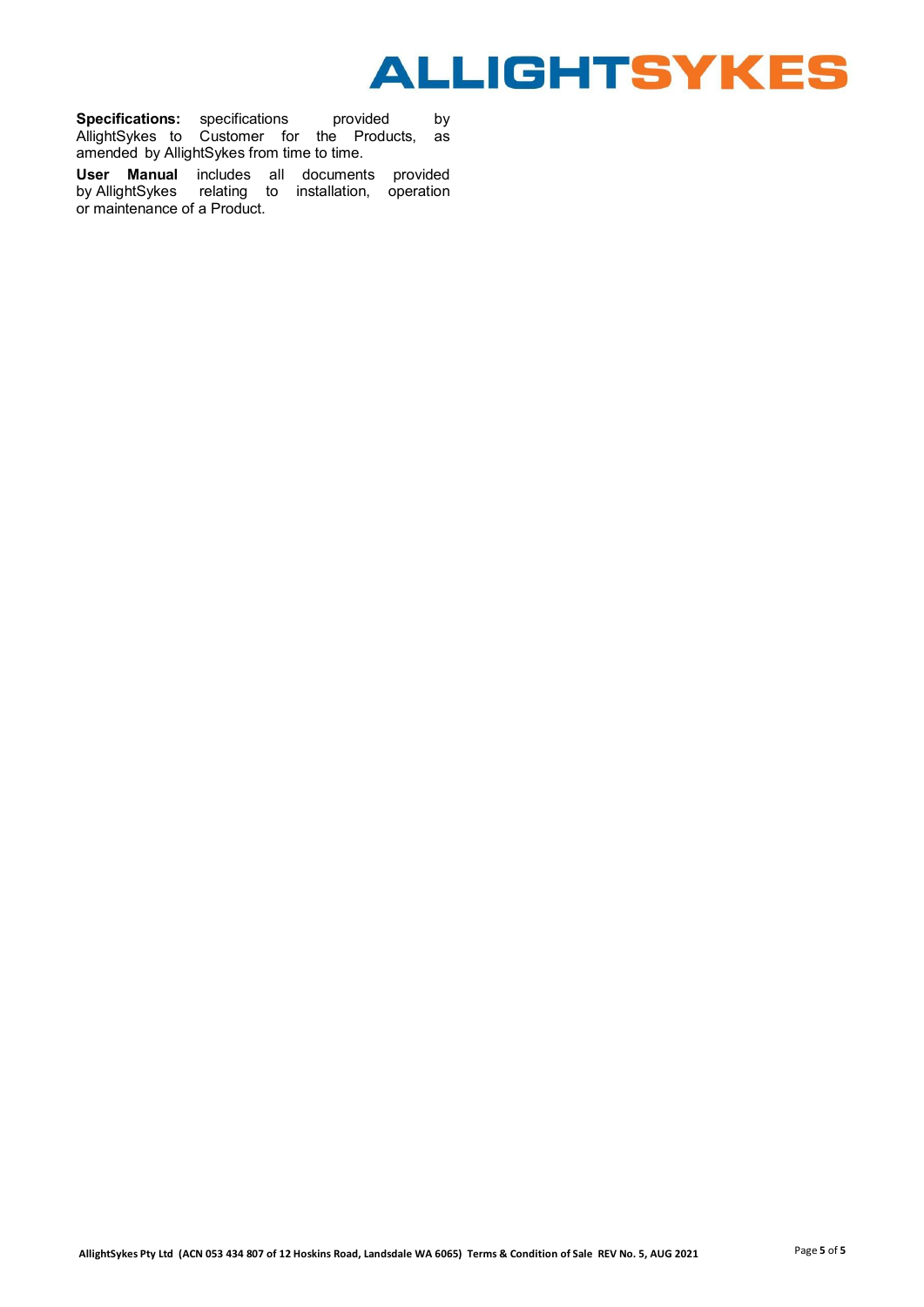**Specifications:** specifications provided by AllightSykes to Customer for the Products, as amended by AllightSykes from time to time.

**User Manual** includes all documents provided by AllightSykes relating to installation, operation or maintenance of a Product.